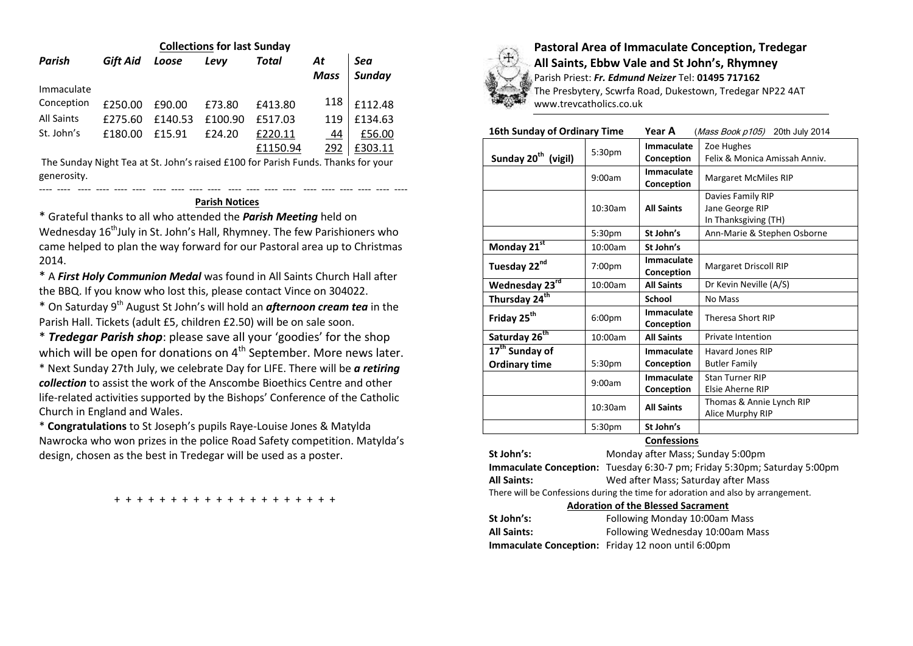**Collections for last Sunday**

| *Parish* | *Gift Aid* | *Loose* | *Levy* | *Total* | *At Mass* | *Sea Sunday* |
|---|---|---|---|---|---|---|
| Immaculate Conception | £250.00 | £90.00 | £73.80 | £413.80 | 118 | £112.48 |
| All Saints | £275.60 | £140.53 | £100.90 | £517.03 | 119 | £134.63 |
| St. John's | £180.00 | £15.91 | £24.20 | £220.11 | 44 | £56.00 |
| | | | | £1150.94 | 292 | £303.11 |

The Sunday Night Tea at St. John's raised £100 for Parish Funds. Thanks for your generosity.

**Parish Notices**

* Grateful thanks to all who attended the ***Parish Meeting*** held on Wednesday 16th July in St. John's Hall, Rhymney. The few Parishioners who came helped to plan the way forward for our Pastoral area up to Christmas 2014.

* A ***First Holy Communion Medal*** was found in All Saints Church Hall after the BBQ. If you know who lost this, please contact Vince on 304022.

* On Saturday 9th August St John's will hold an ***afternoon cream tea*** in the Parish Hall. Tickets (adult £5, children £2.50) will be on sale soon.

* ***Tredegar Parish shop***: please save all your 'goodies' for the shop which will be open for donations on 4th September. More news later.

* Next Sunday 27th July, we celebrate Day for LIFE. There will be ***a retiring collection*** to assist the work of the Anscombe Bioethics Centre and other life-related activities supported by the Bishops' Conference of the Catholic Church in England and Wales.

* **Congratulations** to St Joseph's pupils Raye-Louise Jones & Matylda Nawrocka who won prizes in the police Road Safety competition. Matylda's design, chosen as the best in Tredegar will be used as a poster.

+ + + + + + + + + + + + + + + + + + + + +

## Pastoral Area of Immaculate Conception, Tredegar
## All Saints, Ebbw Vale and St John's, Rhymney

Parish Priest: ***Fr. Edmund Neizer*** Tel: **01495 717162**
The Presbytery, Scwrfa Road, Dukestown, Tredegar NP22 4AT
www.trevcatholics.co.uk

**16th Sunday of Ordinary Time** **Year A** (*Mass Book p105*) 20th July 2014

| | | | |
|---|---|---|---|
| **Sunday 20th (vigil)** | 5:30pm | **Immaculate Conception** | Zoe Hughes<br>Felix & Monica Amissah Anniv. |
| | 9:00am | **Immaculate Conception** | Margaret McMiles RIP |
| | 10:30am | **All Saints** | Davies Family RIP<br>Jane George RIP<br>In Thanksgiving (TH) |
| | 5:30pm | **St John's** | Ann-Marie & Stephen Osborne |
| **Monday 21st** | 10:00am | **St John's** | |
| **Tuesday 22nd** | 7:00pm | **Immaculate Conception** | Margaret Driscoll RIP |
| **Wednesday 23rd** | 10:00am | **All Saints** | Dr Kevin Neville (A/S) |
| **Thursday 24th** | | **School** | No Mass |
| **Friday 25th** | 6:00pm | **Immaculate Conception** | Theresa Short RIP |
| **Saturday 26th** | 10:00am | **All Saints** | Private Intention |
| **17th Sunday of Ordinary time** | 5:30pm | **Immaculate Conception** | Havard Jones RIP<br>Butler Family |
| | 9:00am | **Immaculate Conception** | Stan Turner RIP<br>Elsie Aherne RIP |
| | 10:30am | **All Saints** | Thomas & Annie Lynch RIP<br>Alice Murphy RIP |
| | 5:30pm | **St John's** | |

**Confessions**

**St John's:** Monday after Mass; Sunday 5:00pm
**Immaculate Conception:** Tuesday 6:30-7 pm; Friday 5:30pm; Saturday 5:00pm
**All Saints:** Wed after Mass; Saturday after Mass

There will be Confessions during the time for adoration and also by arrangement.

**Adoration of the Blessed Sacrament**

**St John's:** Following Monday 10:00am Mass
**All Saints:** Following Wednesday 10:00am Mass
**Immaculate Conception:** Friday 12 noon until 6:00pm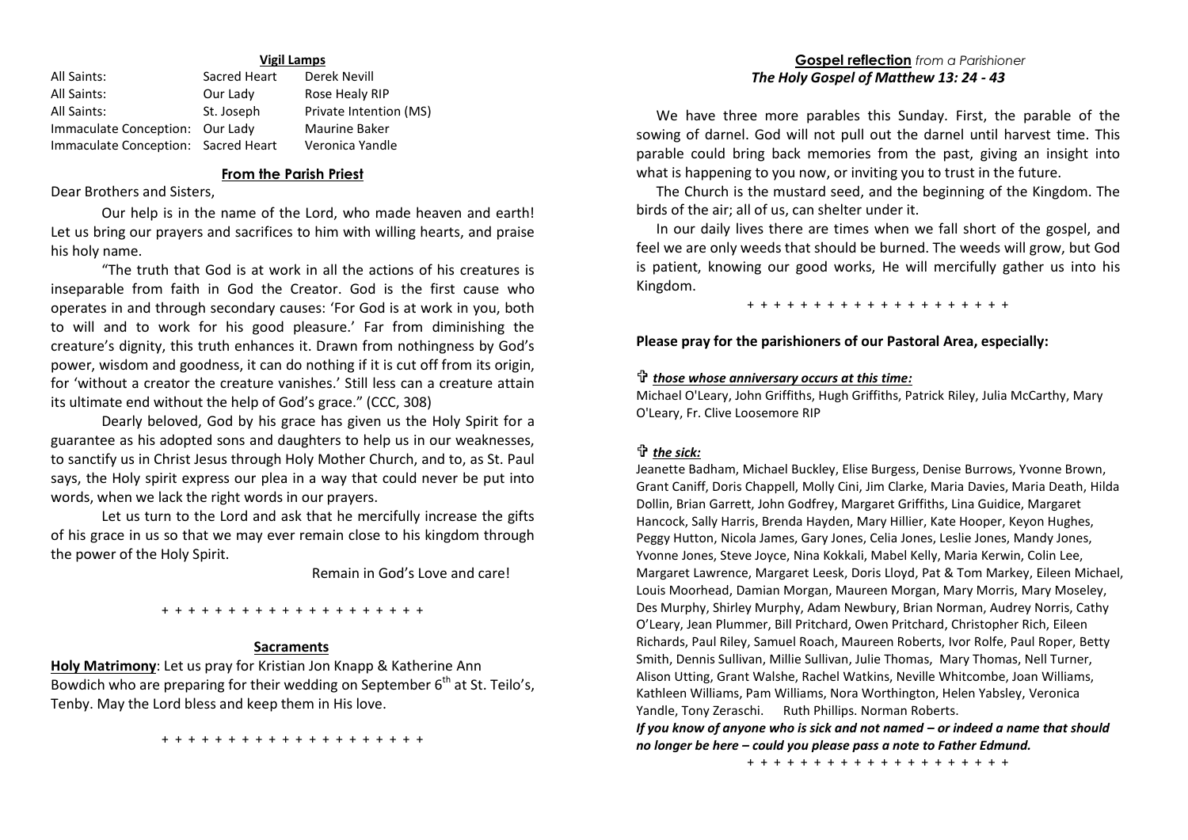**Vigil Lamps**

| | | |
|---|---|---|
| All Saints: | Sacred Heart | Derek Nevill |
| All Saints: | Our Lady | Rose Healy RIP |
| All Saints: | St. Joseph | Private Intention (MS) |
| Immaculate Conception: | Our Lady | Maurine Baker |
| Immaculate Conception: | Sacred Heart | Veronica Yandle |

**From the Parish Priest**

Dear Brothers and Sisters,

Our help is in the name of the Lord, who made heaven and earth! Let us bring our prayers and sacrifices to him with willing hearts, and praise his holy name.

"The truth that God is at work in all the actions of his creatures is inseparable from faith in God the Creator. God is the first cause who operates in and through secondary causes: 'For God is at work in you, both to will and to work for his good pleasure.' Far from diminishing the creature's dignity, this truth enhances it. Drawn from nothingness by God's power, wisdom and goodness, it can do nothing if it is cut off from its origin, for 'without a creator the creature vanishes.' Still less can a creature attain its ultimate end without the help of God's grace." (CCC, 308)

Dearly beloved, God by his grace has given us the Holy Spirit for a guarantee as his adopted sons and daughters to help us in our weaknesses, to sanctify us in Christ Jesus through Holy Mother Church, and to, as St. Paul says, the Holy spirit express our plea in a way that could never be put into words, when we lack the right words in our prayers.

Let us turn to the Lord and ask that he mercifully increase the gifts of his grace in us so that we may ever remain close to his kingdom through the power of the Holy Spirit.

Remain in God's Love and care!

+ + + + + + + + + + + + + + + + + + + +

**Sacraments**

**Holy Matrimony**: Let us pray for Kristian Jon Knapp & Katherine Ann Bowdich who are preparing for their wedding on September 6th at St. Teilo's, Tenby. May the Lord bless and keep them in His love.

+ + + + + + + + + + + + + + + + + + + +

**Gospel reflection** *from a Parishioner*

***The Holy Gospel of Matthew 13: 24 - 43***

We have three more parables this Sunday. First, the parable of the sowing of darnel. God will not pull out the darnel until harvest time. This parable could bring back memories from the past, giving an insight into what is happening to you now, or inviting you to trust in the future.

The Church is the mustard seed, and the beginning of the Kingdom. The birds of the air; all of us, can shelter under it.

In our daily lives there are times when we fall short of the gospel, and feel we are only weeds that should be burned. The weeds will grow, but God is patient, knowing our good works, He will mercifully gather us into his Kingdom.

+ + + + + + + + + + + + + + + + + + + +

**Please pray for the parishioners of our Pastoral Area, especially:**

✞ ***those whose anniversary occurs at this time:***

Michael O'Leary, John Griffiths, Hugh Griffiths, Patrick Riley, Julia McCarthy, Mary O'Leary, Fr. Clive Loosemore RIP

✞ ***the sick:***

Jeanette Badham, Michael Buckley, Elise Burgess, Denise Burrows, Yvonne Brown, Grant Caniff, Doris Chappell, Molly Cini, Jim Clarke, Maria Davies, Maria Death, Hilda Dollin, Brian Garrett, John Godfrey, Margaret Griffiths, Lina Guidice, Margaret Hancock, Sally Harris, Brenda Hayden, Mary Hillier, Kate Hooper, Keyon Hughes, Peggy Hutton, Nicola James, Gary Jones, Celia Jones, Leslie Jones, Mandy Jones, Yvonne Jones, Steve Joyce, Nina Kokkali, Mabel Kelly, Maria Kerwin, Colin Lee, Margaret Lawrence, Margaret Leesk, Doris Lloyd, Pat & Tom Markey, Eileen Michael, Louis Moorhead, Damian Morgan, Maureen Morgan, Mary Morris, Mary Moseley, Des Murphy, Shirley Murphy, Adam Newbury, Brian Norman, Audrey Norris, Cathy O'Leary, Jean Plummer, Bill Pritchard, Owen Pritchard, Christopher Rich, Eileen Richards, Paul Riley, Samuel Roach, Maureen Roberts, Ivor Rolfe, Paul Roper, Betty Smith, Dennis Sullivan, Millie Sullivan, Julie Thomas, Mary Thomas, Nell Turner, Alison Utting, Grant Walshe, Rachel Watkins, Neville Whitcombe, Joan Williams, Kathleen Williams, Pam Williams, Nora Worthington, Helen Yabsley, Veronica Yandle, Tony Zeraschi. Ruth Phillips. Norman Roberts.

***If you know of anyone who is sick and not named – or indeed a name that should no longer be here – could you please pass a note to Father Edmund.***

+ + + + + + + + + + + + + + + + + + + +